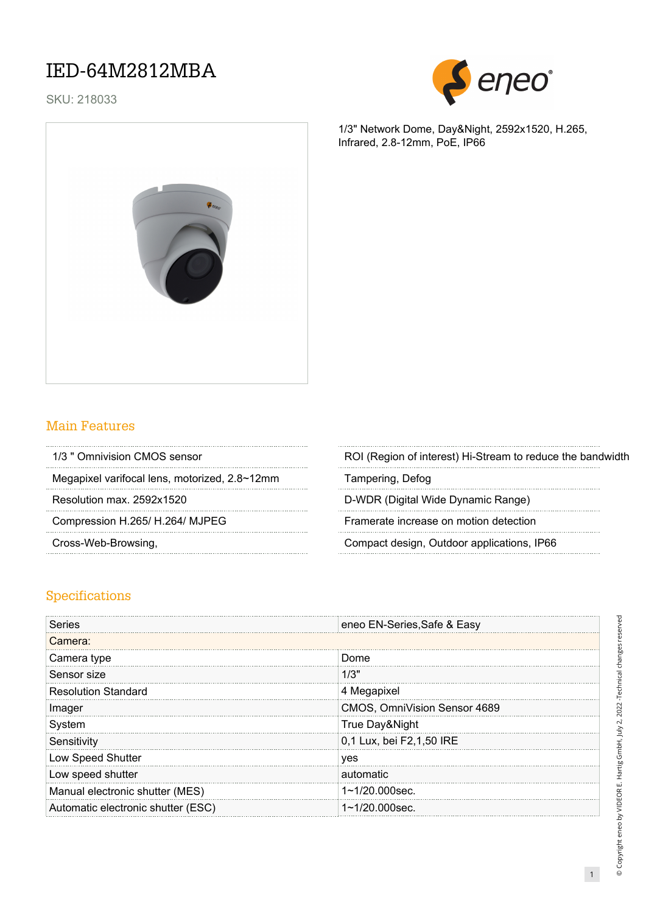# IED-64M2812MBA

SKU: 218033

1/3" Network Dome, Day&Night, 2592x1520, H.265, Infrared, 2.8-12mm, PoE, IP66

## Main Features

- 1/3 " Omnivision CMOS sensor
- Megapixel varifocal lens, motorized, 2.8~12mm
- Resolution max. 2592x1520
- Compression H.265/ H.264/ MJPEG
- Cross-Web-Browsing,
- ROI (Region of interest) Hi-Stream to reduce the bandwidth
- Tampering, Defog
- D-WDR (Digital Wide Dynamic Range)
- Framerate increase on motion detection
- Compact design, Outdoor applications, IP66

## Specifications

| Series | eneo EN-Series,Safe & Easy |
|---|---|
| **Camera:** | |
| Camera type | Dome |
| Sensor size | 1/3" |
| Resolution Standard | 4 Megapixel |
| Imager | CMOS, OmniVision Sensor 4689 |
| System | True Day&Night |
| Sensitivity | 0,1 Lux, bei F2,1,50 IRE |
| Low Speed Shutter | yes |
| Low speed shutter | automatic |
| Manual electronic shutter (MES) | 1~1/20.000sec. |
| Automatic electronic shutter (ESC) | 1~1/20.000sec. |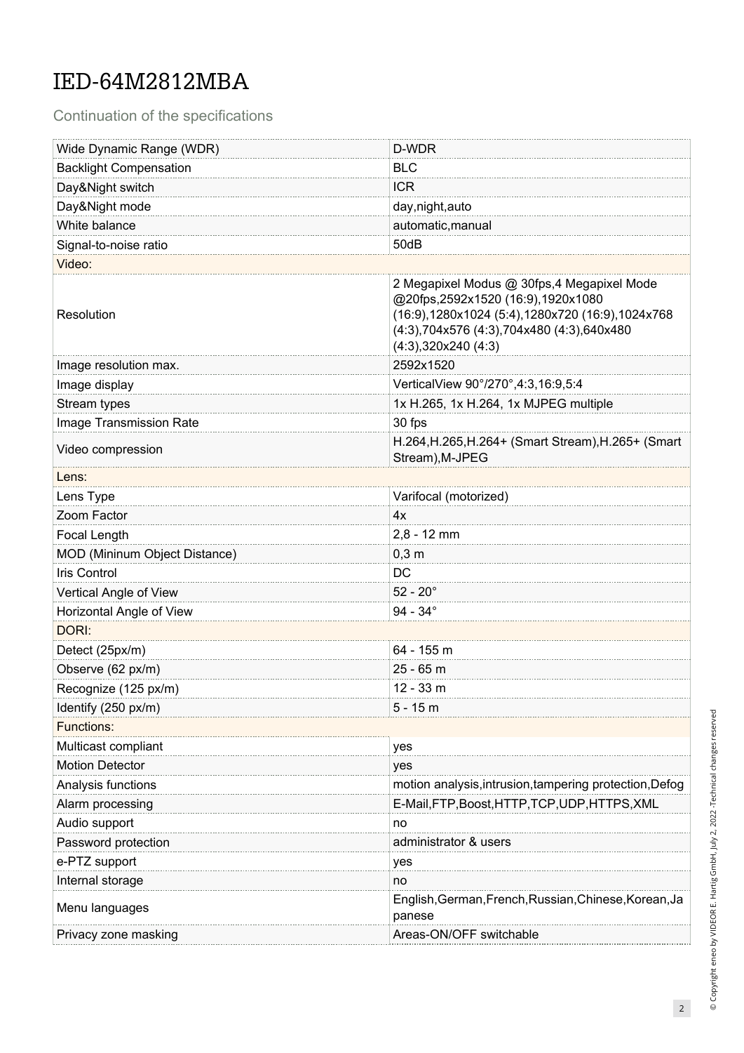# IED-64M2812MBA

Continuation of the specifications

| | |
|---|---|
| Wide Dynamic Range (WDR) | D-WDR |
| Backlight Compensation | BLC |
| Day&Night switch | ICR |
| Day&Night mode | day,night,auto |
| White balance | automatic,manual |
| Signal-to-noise ratio | 50dB |
| Video: | |
| Resolution | 2 Megapixel Modus @ 30fps,4 Megapixel Mode @20fps,2592x1520 (16:9),1920x1080 (16:9),1280x1024 (5:4),1280x720 (16:9),1024x768 (4:3),704x576 (4:3),704x480 (4:3),640x480 (4:3),320x240 (4:3) |
| Image resolution max. | 2592x1520 |
| Image display | VerticalView 90°/270°,4:3,16:9,5:4 |
| Stream types | 1x H.265, 1x H.264, 1x MJPEG multiple |
| Image Transmission Rate | 30 fps |
| Video compression | H.264,H.265,H.264+ (Smart Stream),H.265+ (Smart Stream),M-JPEG |
| Lens: | |
| Lens Type | Varifocal (motorized) |
| Zoom Factor | 4x |
| Focal Length | 2,8 - 12 mm |
| MOD (Mininum Object Distance) | 0,3 m |
| Iris Control | DC |
| Vertical Angle of View | 52 - 20° |
| Horizontal Angle of View | 94 - 34° |
| DORI: | |
| Detect (25px/m) | 64 - 155 m |
| Observe (62 px/m) | 25 - 65 m |
| Recognize (125 px/m) | 12 - 33 m |
| Identify (250 px/m) | 5 - 15 m |
| Functions: | |
| Multicast compliant | yes |
| Motion Detector | yes |
| Analysis functions | motion analysis,intrusion,tampering protection,Defog |
| Alarm processing | E-Mail,FTP,Boost,HTTP,TCP,UDP,HTTPS,XML |
| Audio support | no |
| Password protection | administrator & users |
| e-PTZ support | yes |
| Internal storage | no |
| Menu languages | English,German,French,Russian,Chinese,Korean,Japanese |
| Privacy zone masking | Areas-ON/OFF switchable |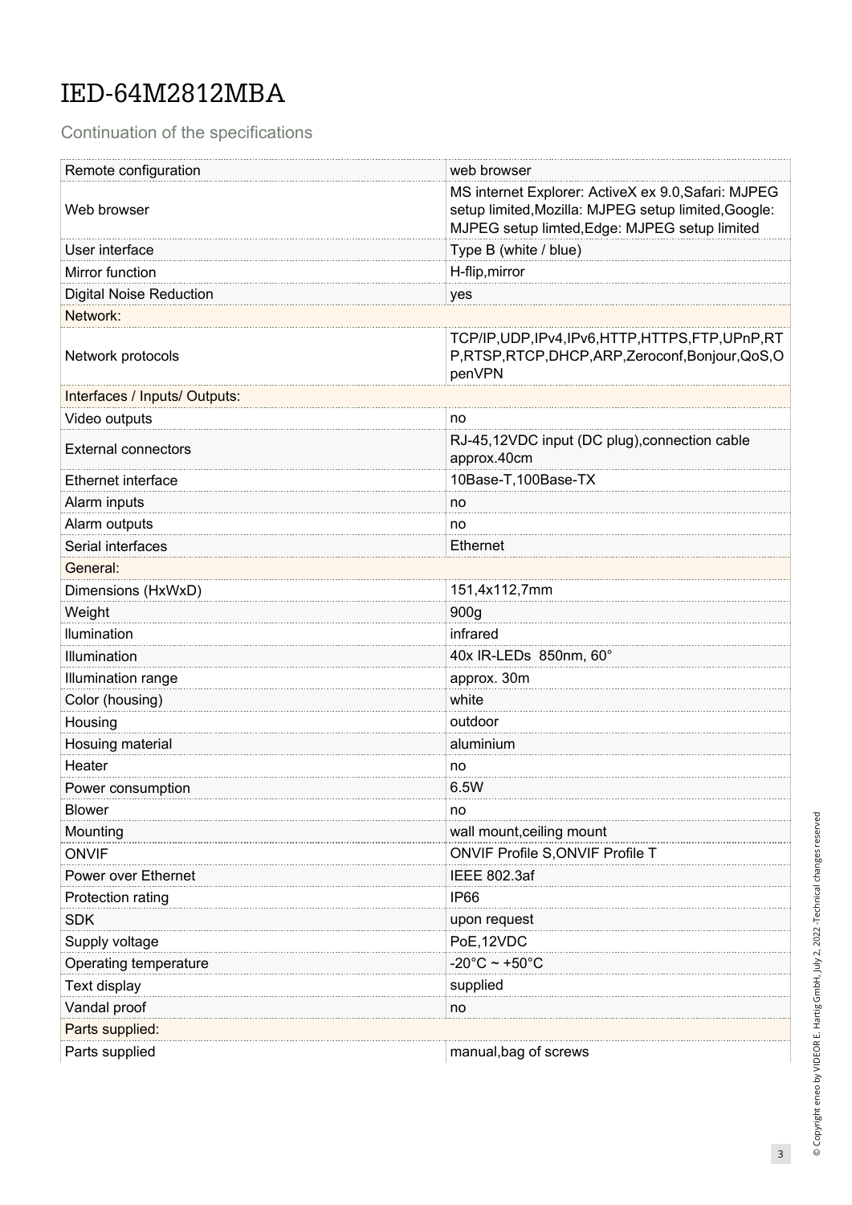# IED-64M2812MBA

Continuation of the specifications

| | |
|---|---|
| Remote configuration | web browser |
| Web browser | MS internet Explorer: ActiveX ex 9.0,Safari: MJPEG setup limited,Mozilla: MJPEG setup limited,Google: MJPEG setup limted,Edge: MJPEG setup limited |
| User interface | Type B (white / blue) |
| Mirror function | H-flip,mirror |
| Digital Noise Reduction | yes |
| Network: | |
| Network protocols | TCP/IP,UDP,IPv4,IPv6,HTTP,HTTPS,FTP,UPnP,RTP,RTSP,RTCP,DHCP,ARP,Zeroconf,Bonjour,QoS,OpenVPN |
| Interfaces / Inputs/ Outputs: | |
| Video outputs | no |
| External connectors | RJ-45,12VDC input (DC plug),connection cable approx.40cm |
| Ethernet interface | 10Base-T,100Base-TX |
| Alarm inputs | no |
| Alarm outputs | no |
| Serial interfaces | Ethernet |
| General: | |
| Dimensions (HxWxD) | 151,4x112,7mm |
| Weight | 900g |
| llumination | infrared |
| Illumination | 40x IR-LEDs 850nm, 60° |
| Illumination range | approx. 30m |
| Color (housing) | white |
| Housing | outdoor |
| Hosuing material | aluminium |
| Heater | no |
| Power consumption | 6.5W |
| Blower | no |
| Mounting | wall mount,ceiling mount |
| ONVIF | ONVIF Profile S,ONVIF Profile T |
| Power over Ethernet | IEEE 802.3af |
| Protection rating | IP66 |
| SDK | upon request |
| Supply voltage | PoE,12VDC |
| Operating temperature | -20°C ~ +50°C |
| Text display | supplied |
| Vandal proof | no |
| Parts supplied: | |
| Parts supplied | manual,bag of screws |

© Copyright eneo by VIDEOR E. Hartig GmbH, July 2, 2022 -Technical changes reserved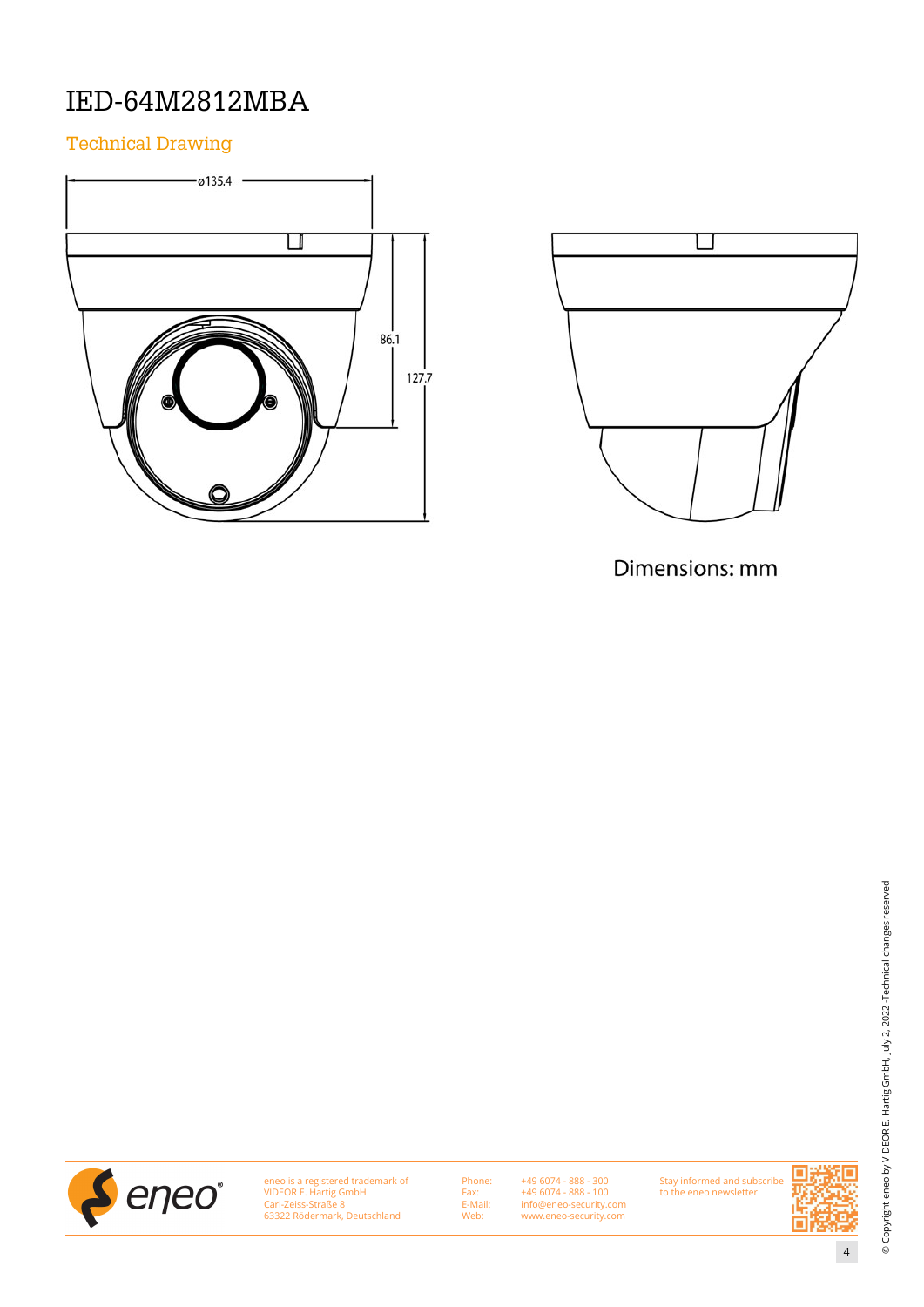# IED-64M2812MBA

## Technical Drawing

ø135.4

86.1

127.7

Dimensions: mm

eneo is a registered trademark of VIDEOR E. Hartig GmbH
Carl-Zeiss-Straße 8
63322 Rödermark, Deutschland

Phone: +49 6074 - 888 - 300
Fax: +49 6074 - 888 - 100
E-Mail: info@eneo-security.com
Web: www.eneo-security.com

Stay informed and subscribe to the eneo newsletter

© Copyright eneo by VIDEOR E. Hartig GmbH, July 2, 2022 -Technical changes reserved